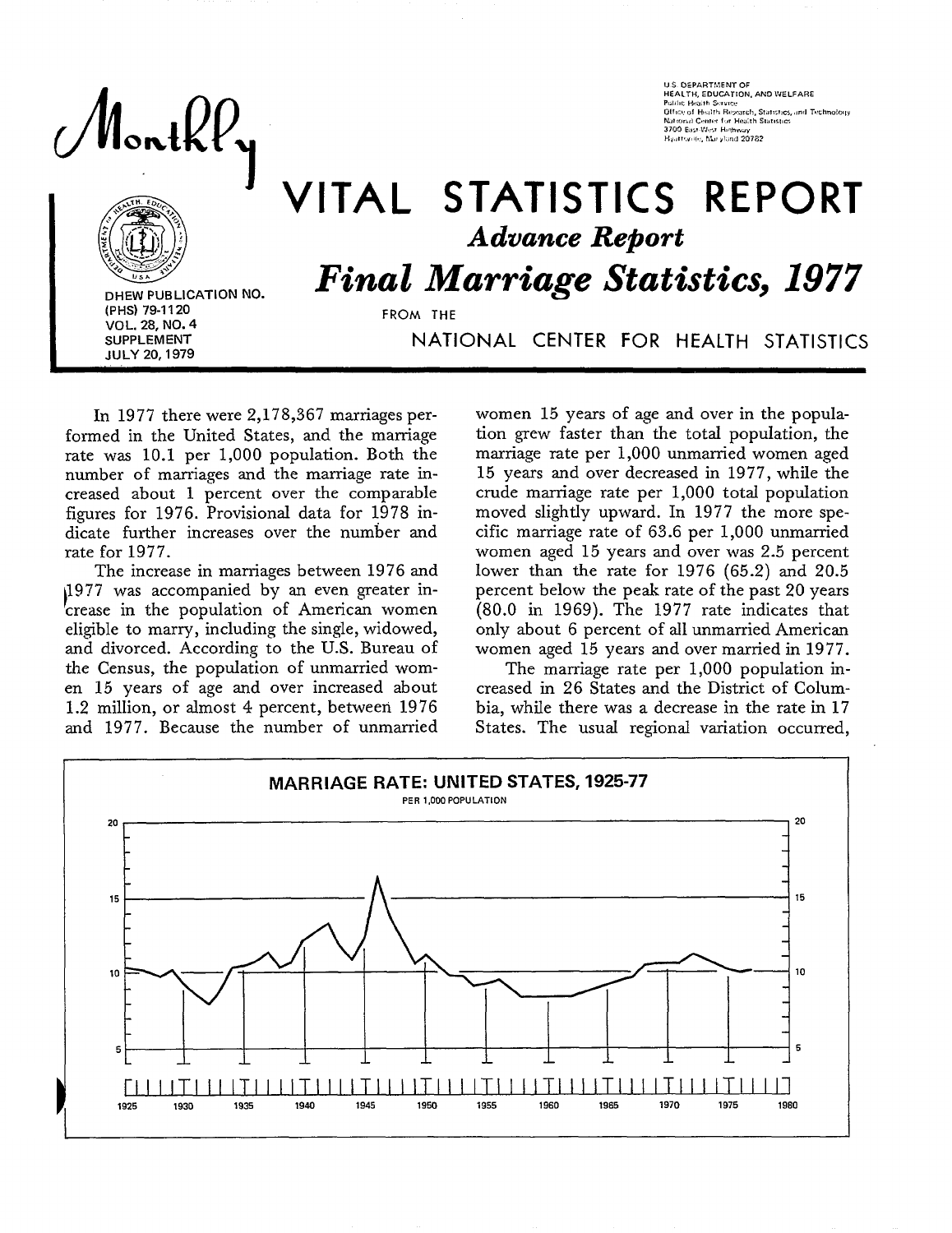U.S. DEPARTMENT OF HEALTH, EDUCATION, AND WELFARE
Public Health Service
Office of Health Research, Statistics, and Technology
National Center for Health Statistics
3700 East-West Highway
Hyattsville, Maryland 20782

# Monthly VITAL STATISTICS REPORT

## *Advance Report*

# *Final Marriage Statistics, 1977*

FROM THE NATIONAL CENTER FOR HEALTH STATISTICS

DHEW PUBLICATION NO. (PHS) 79-1120
VOL. 28, NO. 4
SUPPLEMENT
JULY 20, 1979

In 1977 there were 2,178,367 marriages performed in the United States, and the marriage rate was 10.1 per 1,000 population. Both the number of marriages and the marriage rate increased about 1 percent over the comparable figures for 1976. Provisional data for 1978 indicate further increases over the number and rate for 1977.

The increase in marriages between 1976 and 1977 was accompanied by an even greater increase in the population of American women eligible to marry, including the single, widowed, and divorced. According to the U.S. Bureau of the Census, the population of unmarried women 15 years of age and over increased about 1.2 million, or almost 4 percent, between 1976 and 1977. Because the number of unmarried women 15 years of age and over in the population grew faster than the total population, the marriage rate per 1,000 unmarried women aged 15 years and over decreased in 1977, while the crude marriage rate per 1,000 total population moved slightly upward. In 1977 the more specific marriage rate of 63.6 per 1,000 unmarried women aged 15 years and over was 2.5 percent lower than the rate for 1976 (65.2) and 20.5 percent below the peak rate of the past 20 years (80.0 in 1969). The 1977 rate indicates that only about 6 percent of all unmarried American women aged 15 years and over married in 1977.

The marriage rate per 1,000 population increased in 26 States and the District of Columbia, while there was a decrease in the rate in 17 States. The usual regional variation occurred,

MARRIAGE RATE: UNITED STATES, 1925-77
PER 1,000 POPULATION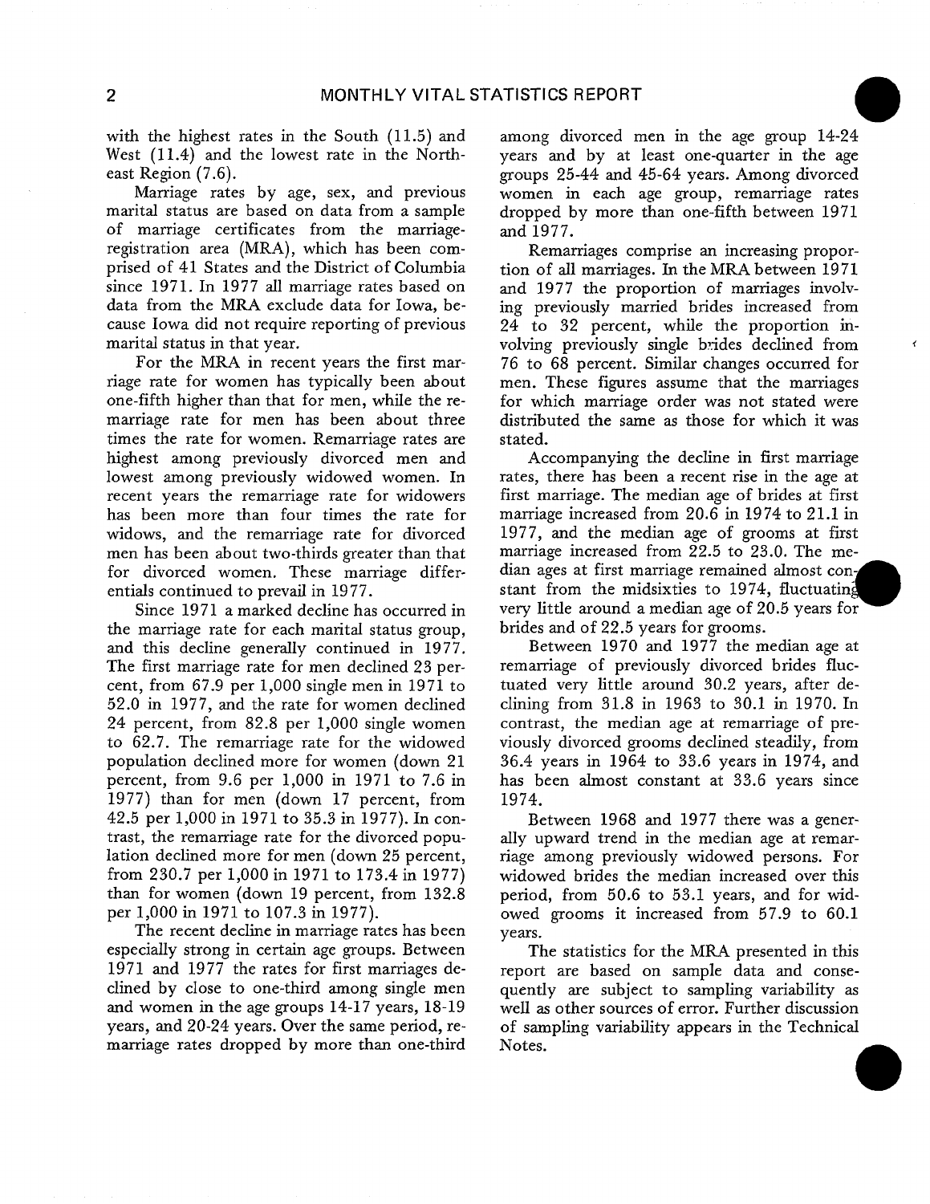with the highest rates in the South (11.5) and West (11.4) and the lowest rate in the Northeast Region (7.6).

Marriage rates by age, sex, and previous marital status are based on data from a sample of marriage certificates from the marriage-registration area (MRA), which has been comprised of 41 States and the District of Columbia since 1971. In 1977 all marriage rates based on data from the MRA exclude data for Iowa, because Iowa did not require reporting of previous marital status in that year.

For the MRA in recent years the first marriage rate for women has typically been about one-fifth higher than that for men, while the remarriage rate for men has been about three times the rate for women. Remarriage rates are highest among previously divorced men and lowest among previously widowed women. In recent years the remarriage rate for widowers has been more than four times the rate for widows, and the remarriage rate for divorced men has been about two-thirds greater than that for divorced women. These marriage differentials continued to prevail in 1977.

Since 1971 a marked decline has occurred in the marriage rate for each marital status group, and this decline generally continued in 1977. The first marriage rate for men declined 23 percent, from 67.9 per 1,000 single men in 1971 to 52.0 in 1977, and the rate for women declined 24 percent, from 82.8 per 1,000 single women to 62.7. The remarriage rate for the widowed population declined more for women (down 21 percent, from 9.6 per 1,000 in 1971 to 7.6 in 1977) than for men (down 17 percent, from 42.5 per 1,000 in 1971 to 35.3 in 1977). In contrast, the remarriage rate for the divorced population declined more for men (down 25 percent, from 230.7 per 1,000 in 1971 to 173.4 in 1977) than for women (down 19 percent, from 132.8 per 1,000 in 1971 to 107.3 in 1977).

The recent decline in marriage rates has been especially strong in certain age groups. Between 1971 and 1977 the rates for first marriages declined by close to one-third among single men and women in the age groups 14-17 years, 18-19 years, and 20-24 years. Over the same period, remarriage rates dropped by more than one-third among divorced men in the age group 14-24 years and by at least one-quarter in the age groups 25-44 and 45-64 years. Among divorced women in each age group, remarriage rates dropped by more than one-fifth between 1971 and 1977.

Remarriages comprise an increasing proportion of all marriages. In the MRA between 1971 and 1977 the proportion of marriages involving previously married brides increased from 24 to 32 percent, while the proportion involving previously single brides declined from 76 to 68 percent. Similar changes occurred for men. These figures assume that the marriages for which marriage order was not stated were distributed the same as those for which it was stated.

Accompanying the decline in first marriage rates, there has been a recent rise in the age at first marriage. The median age of brides at first marriage increased from 20.6 in 1974 to 21.1 in 1977, and the median age of grooms at first marriage increased from 22.5 to 23.0. The median ages at first marriage remained almost constant from the midsixties to 1974, fluctuating very little around a median age of 20.5 years for brides and of 22.5 years for grooms.

Between 1970 and 1977 the median age at remarriage of previously divorced brides fluctuated very little around 30.2 years, after declining from 31.8 in 1963 to 30.1 in 1970. In contrast, the median age at remarriage of previously divorced grooms declined steadily, from 36.4 years in 1964 to 33.6 years in 1974, and has been almost constant at 33.6 years since 1974.

Between 1968 and 1977 there was a generally upward trend in the median age at remarriage among previously widowed persons. For widowed brides the median increased over this period, from 50.6 to 53.1 years, and for widowed grooms it increased from 57.9 to 60.1 years.

The statistics for the MRA presented in this report are based on sample data and consequently are subject to sampling variability as well as other sources of error. Further discussion of sampling variability appears in the Technical Notes.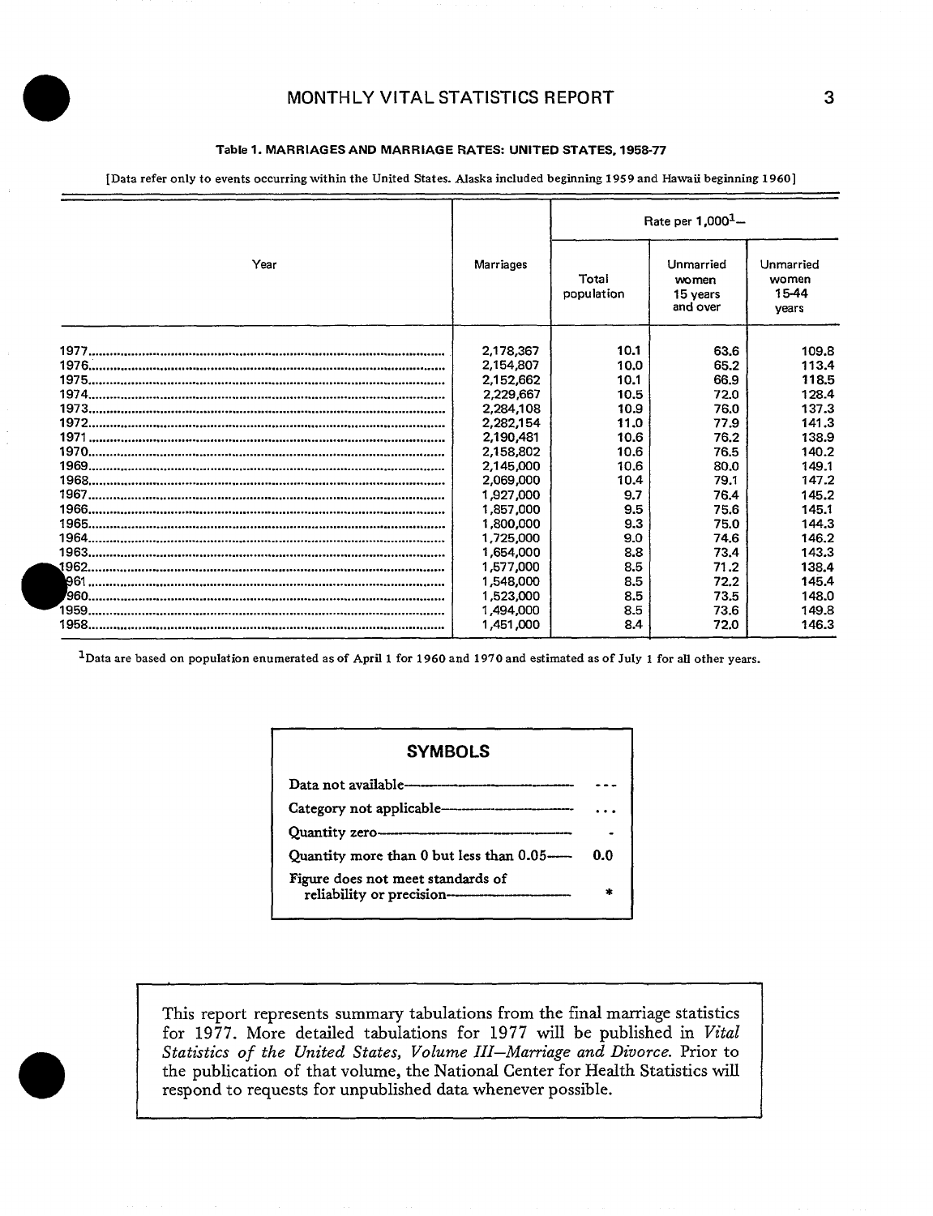### Table 1. MARRIAGES AND MARRIAGE RATES: UNITED STATES, 1958-77

[Data refer only to events occurring within the United States. Alaska included beginning 1959 and Hawaii beginning 1960]

| Year | Marriages | Rate per 1,000[1]— | | |
|---|---|---|---|---|
| | | Total population | Unmarried women 15 years and over | Unmarried women 15-44 years |
| 1977 | 2,178,367 | 10.1 | 63.6 | 109.8 |
| 1976 | 2,154,807 | 10.0 | 65.2 | 113.4 |
| 1975 | 2,152,662 | 10.1 | 66.9 | 118.5 |
| 1974 | 2,229,667 | 10.5 | 72.0 | 128.4 |
| 1973 | 2,284,108 | 10.9 | 76.0 | 137.3 |
| 1972 | 2,282,154 | 11.0 | 77.9 | 141.3 |
| 1971 | 2,190,481 | 10.6 | 76.2 | 138.9 |
| 1970 | 2,158,802 | 10.6 | 76.5 | 140.2 |
| 1969 | 2,145,000 | 10.6 | 80.0 | 149.1 |
| 1968 | 2,069,000 | 10.4 | 79.1 | 147.2 |
| 1967 | 1,927,000 | 9.7 | 76.4 | 145.2 |
| 1966 | 1,857,000 | 9.5 | 75.6 | 145.1 |
| 1965 | 1,800,000 | 9.3 | 75.0 | 144.3 |
| 1964 | 1,725,000 | 9.0 | 74.6 | 146.2 |
| 1963 | 1,654,000 | 8.8 | 73.4 | 143.3 |
| 1962 | 1,577,000 | 8.5 | 71.2 | 138.4 |
| 1961 | 1,548,000 | 8.5 | 72.2 | 145.4 |
| 1960 | 1,523,000 | 8.5 | 73.5 | 148.0 |
| 1959 | 1,494,000 | 8.5 | 73.6 | 149.8 |
| 1958 | 1,451,000 | 8.4 | 72.0 | 146.3 |

[1]Data are based on population enumerated as of April 1 for 1960 and 1970 and estimated as of July 1 for all other years.

## SYMBOLS

| | |
|---|---|
| Data not available | --- |
| Category not applicable | ... |
| Quantity zero | - |
| Quantity more than 0 but less than 0.05 | 0.0 |
| Figure does not meet standards of reliability or precision | * |

This report represents summary tabulations from the final marriage statistics for 1977. More detailed tabulations for 1977 will be published in *Vital Statistics of the United States, Volume III—Marriage and Divorce.* Prior to the publication of that volume, the National Center for Health Statistics will respond to requests for unpublished data whenever possible.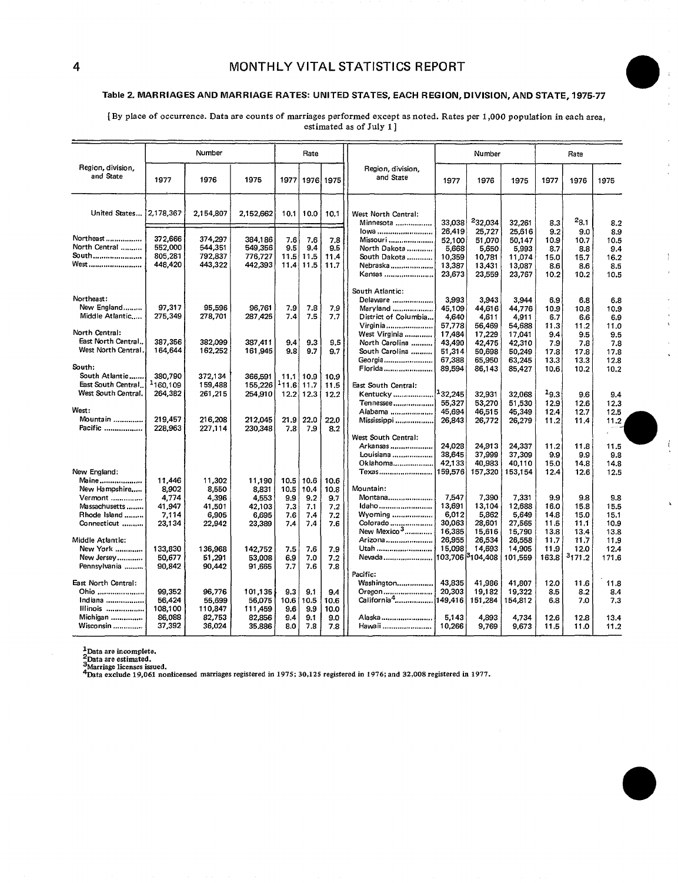## Table 2. MARRIAGES AND MARRIAGE RATES: UNITED STATES, EACH REGION, DIVISION, AND STATE, 1975-77

[By place of occurrence. Data are counts of marriages performed except as noted. Rates per 1,000 population in each area, estimated as of July 1]

| Region, division, and State | Number | | | Rate | | |
|---|---|---|---|---|---|---|
| | 1977 | 1976 | 1975 | 1977 | 1976 | 1975 |
| United States | 2,178,367 | 2,154,807 | 2,152,662 | 10.1 | 10.0 | 10.1 |
| Northeast | 372,666 | 374,297 | 384,186 | 7.6 | 7.6 | 7.8 |
| North Central | 552,000 | 544,351 | 549,356 | 9.5 | 9.4 | 9.5 |
| South | 805,281 | 792,837 | 776,727 | 11.5 | 11.5 | 11.4 |
| West | 448,420 | 443,322 | 442,393 | 11.4 | 11.5 | 11.7 |
| **Northeast:** | | | | | | |
| New England | 97,317 | 95,596 | 96,761 | 7.9 | 7.8 | 7.9 |
| Middle Atlantic | 275,349 | 278,701 | 287,425 | 7.4 | 7.5 | 7.7 |
| **North Central:** | | | | | | |
| East North Central | 387,356 | 382,099 | 387,411 | 9.4 | 9.3 | 9.5 |
| West North Central | 164,644 | 162,252 | 161,945 | 9.8 | 9.7 | 9.7 |
| **South:** | | | | | | |
| South Atlantic | 380,790 | 372,134 | 366,591 | 11.1 | 10.9 | 10.9 |
| East South Central | [1]160,109 | 159,488 | 155,226 | [1]11.6 | 11.7 | 11.5 |
| West South Central | 264,382 | 261,215 | 254,910 | 12.2 | 12.3 | 12.2 |
| **West:** | | | | | | |
| Mountain | 219,457 | 216,208 | 212,045 | 21.9 | 22.0 | 22.0 |
| Pacific | 228,963 | 227,114 | 230,348 | 7.8 | 7.9 | 8.2 |
| **New England:** | | | | | | |
| Maine | 11,446 | 11,302 | 11,190 | 10.5 | 10.6 | 10.6 |
| New Hampshire | 8,902 | 8,550 | 8,831 | 10.5 | 10.4 | 10.8 |
| Vermont | 4,774 | 4,396 | 4,553 | 9.9 | 9.2 | 9.7 |
| Massachusetts | 41,947 | 41,501 | 42,103 | 7.3 | 7.1 | 7.2 |
| Rhode Island | 7,114 | 6,905 | 6,695 | 7.6 | 7.4 | 7.2 |
| Connecticut | 23,134 | 22,942 | 23,389 | 7.4 | 7.4 | 7.6 |
| **Middle Atlantic:** | | | | | | |
| New York | 133,830 | 136,968 | 142,752 | 7.5 | 7.6 | 7.9 |
| New Jersey | 50,677 | 51,291 | 53,008 | 6.9 | 7.0 | 7.2 |
| Pennsylvania | 90,842 | 90,442 | 91,665 | 7.7 | 7.6 | 7.8 |
| **East North Central:** | | | | | | |
| Ohio | 99,352 | 96,776 | 101,135 | 9.3 | 9.1 | 9.4 |
| Indiana | 56,424 | 55,699 | 56,075 | 10.6 | 10.5 | 10.6 |
| Illinois | 108,100 | 110,847 | 111,459 | 9.6 | 9.9 | 10.0 |
| Michigan | 86,088 | 82,753 | 82,856 | 9.4 | 9.1 | 9.0 |
| Wisconsin | 37,392 | 36,024 | 35,886 | 8.0 | 7.8 | 7.8 |
| **West North Central:** | | | | | | |
| Minnesota | 33,038 | [2]32,034 | 32,261 | 8.3 | [2]8.1 | 8.2 |
| Iowa | 26,419 | 25,727 | 25,616 | 9.2 | 9.0 | 8.9 |
| Missouri | 52,100 | 51,070 | 50,147 | 10.9 | 10.7 | 10.5 |
| North Dakota | 5,668 | 5,650 | 5,993 | 8.7 | 8.8 | 9.4 |
| South Dakota | 10,359 | 10,781 | 11,074 | 15.0 | 15.7 | 16.2 |
| Nebraska | 13,387 | 13,431 | 13,087 | 8.6 | 8.6 | 8.5 |
| Kansas | 23,673 | 23,559 | 23,767 | 10.2 | 10.2 | 10.5 |
| **South Atlantic:** | | | | | | |
| Delaware | 3,993 | 3,943 | 3,944 | 6.9 | 6.8 | 6.8 |
| Maryland | 45,109 | 44,616 | 44,776 | 10.9 | 10.8 | 10.9 |
| District of Columbia | 4,640 | 4,611 | 4,911 | 6.7 | 6.6 | 6.9 |
| Virginia | 57,778 | 56,469 | 54,688 | 11.3 | 11.2 | 11.0 |
| West Virginia | 17,484 | 17,229 | 17,041 | 9.4 | 9.5 | 9.5 |
| North Carolina | 43,490 | 42,475 | 42,310 | 7.9 | 7.8 | 7.8 |
| South Carolina | 51,314 | 50,698 | 50,249 | 17.8 | 17.8 | 17.8 |
| Georgia | 67,388 | 65,950 | 63,245 | 13.3 | 13.3 | 12.8 |
| Florida | 89,594 | 86,143 | 85,427 | 10.6 | 10.2 | 10.2 |
| **East South Central:** | | | | | | |
| Kentucky | [1]32,245 | 32,931 | 32,068 | [1]9.3 | 9.6 | 9.4 |
| Tennessee | 55,327 | 53,270 | 51,530 | 12.9 | 12.6 | 12.3 |
| Alabama | 45,694 | 46,515 | 45,349 | 12.4 | 12.7 | 12.5 |
| Mississippi | 26,843 | 26,772 | 26,279 | 11.2 | 11.4 | 11.2 |
| **West South Central:** | | | | | | |
| Arkansas | 24,028 | 24,913 | 24,337 | 11.2 | 11.8 | 11.5 |
| Louisiana | 38,645 | 37,999 | 37,309 | 9.9 | 9.9 | 9.8 |
| Oklahoma | 42,133 | 40,983 | 40,110 | 15.0 | 14.8 | 14.8 |
| Texas | 159,576 | 157,320 | 153,154 | 12.4 | 12.6 | 12.5 |
| **Mountain:** | | | | | | |
| Montana | 7,547 | 7,390 | 7,331 | 9.9 | 9.8 | 9.8 |
| Idaho | 13,691 | 13,104 | 12,688 | 16.0 | 15.8 | 15.5 |
| Wyoming | 6,012 | 5,862 | 5,649 | 14.8 | 15.0 | 15.1 |
| Colorado | 30,063 | 28,601 | 27,565 | 11.5 | 11.1 | 10.9 |
| New Mexico[3] | 16,385 | 15,616 | 15,790 | 13.8 | 13.4 | 13.8 |
| Arizona | 26,955 | 26,534 | 26,558 | 11.7 | 11.7 | 11.9 |
| Utah | 15,098 | 14,693 | 14,905 | 11.9 | 12.0 | 12.4 |
| Nevada | 103,706 | [3]104,408 | 101,559 | 163.8 | [3]171.2 | 171.6 |
| **Pacific:** | | | | | | |
| Washington | 43,835 | 41,986 | 41,807 | 12.0 | 11.6 | 11.8 |
| Oregon | 20,303 | 19,182 | 19,322 | 8.5 | 8.2 | 8.4 |
| California[4] | 149,416 | 151,284 | 154,812 | 6.8 | 7.0 | 7.3 |
| Alaska | 5,143 | 4,893 | 4,734 | 12.6 | 12.8 | 13.4 |
| Hawaii | 10,266 | 9,769 | 9,673 | 11.5 | 11.0 | 11.2 |

[1]Data are incomplete.
[2]Data are estimated.
[3]Marriage licenses issued.
[4]Data exclude 19,061 nonlicensed marriages registered in 1975; 30,125 registered in 1976; and 32,008 registered in 1977.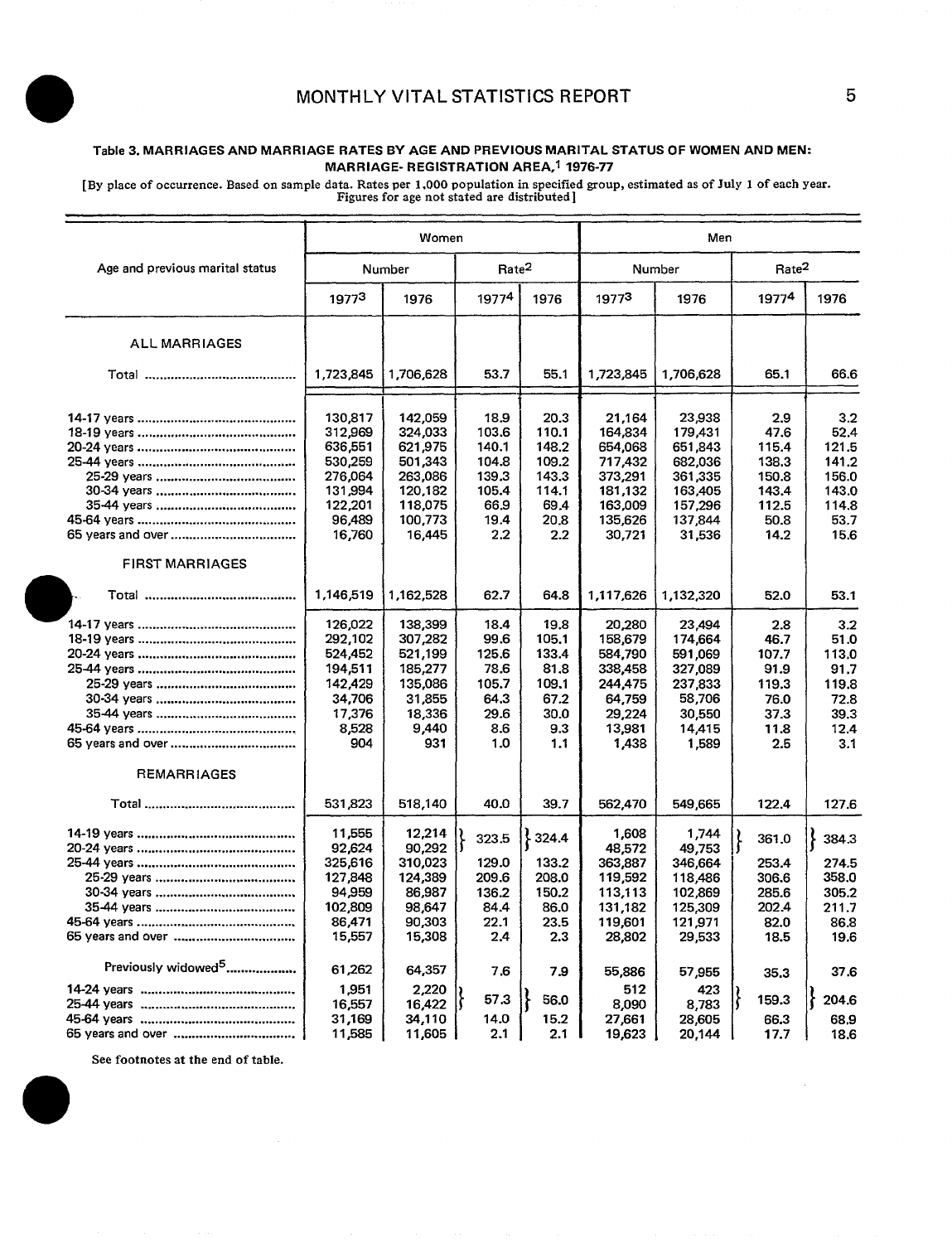**Table 3. MARRIAGES AND MARRIAGE RATES BY AGE AND PREVIOUS MARITAL STATUS OF WOMEN AND MEN: MARRIAGE-REGISTRATION AREA,[1] 1976-77**

[By place of occurrence. Based on sample data. Rates per 1,000 population in specified group, estimated as of July 1 of each year. Figures for age not stated are distributed]

| Age and previous marital status | Women | | | | Men | | | |
|---|---|---|---|---|---|---|---|---|
| | Number | | Rate[2] | | Number | | Rate[2] | |
| | 1977[3] | 1976 | 1977[4] | 1976 | 1977[3] | 1976 | 1977[4] | 1976 |
| **ALL MARRIAGES** | | | | | | | | |
| Total | 1,723,845 | 1,706,628 | 53.7 | 55.1 | 1,723,845 | 1,706,628 | 65.1 | 66.6 |
| 14-17 years | 130,817 | 142,059 | 18.9 | 20.3 | 21,164 | 23,938 | 2.9 | 3.2 |
| 18-19 years | 312,969 | 324,033 | 103.6 | 110.1 | 164,834 | 179,431 | 47.6 | 52.4 |
| 20-24 years | 636,551 | 621,975 | 140.1 | 148.2 | 654,068 | 651,843 | 115.4 | 121.5 |
| 25-44 years | 530,259 | 501,343 | 104.8 | 109.2 | 717,432 | 682,036 | 138.3 | 141.2 |
| 25-29 years | 276,064 | 263,086 | 139.3 | 143.3 | 373,291 | 361,335 | 150.8 | 156.0 |
| 30-34 years | 131,994 | 120,182 | 105.4 | 114.1 | 181,132 | 163,405 | 143.4 | 143.0 |
| 35-44 years | 122,201 | 118,075 | 66.9 | 69.4 | 163,009 | 157,296 | 112.5 | 114.8 |
| 45-64 years | 96,489 | 100,773 | 19.4 | 20.8 | 135,626 | 137,844 | 50.8 | 53.7 |
| 65 years and over | 16,760 | 16,445 | 2.2 | 2.2 | 30,721 | 31,536 | 14.2 | 15.6 |
| **FIRST MARRIAGES** | | | | | | | | |
| Total | 1,146,519 | 1,162,528 | 62.7 | 64.8 | 1,117,626 | 1,132,320 | 52.0 | 53.1 |
| 14-17 years | 126,022 | 138,399 | 18.4 | 19.8 | 20,280 | 23,494 | 2.8 | 3.2 |
| 18-19 years | 292,102 | 307,282 | 99.6 | 105.1 | 158,679 | 174,664 | 46.7 | 51.0 |
| 20-24 years | 524,452 | 521,199 | 125.6 | 133.4 | 584,790 | 591,069 | 107.7 | 113.0 |
| 25-44 years | 194,511 | 185,277 | 78.6 | 81.8 | 338,458 | 327,089 | 91.9 | 91.7 |
| 25-29 years | 142,429 | 135,086 | 105.7 | 109.1 | 244,475 | 237,833 | 119.3 | 119.8 |
| 30-34 years | 34,706 | 31,855 | 64.3 | 67.2 | 64,759 | 58,706 | 76.0 | 72.8 |
| 35-44 years | 17,376 | 18,336 | 29.6 | 30.0 | 29,224 | 30,550 | 37.3 | 39.3 |
| 45-64 years | 8,528 | 9,440 | 8.6 | 9.3 | 13,981 | 14,415 | 11.8 | 12.4 |
| 65 years and over | 904 | 931 | 1.0 | 1.1 | 1,438 | 1,589 | 2.5 | 3.1 |
| **REMARRIAGES** | | | | | | | | |
| Total | 531,823 | 518,140 | 40.0 | 39.7 | 562,470 | 549,665 | 122.4 | 127.6 |
| 14-19 years | 11,555 | 12,214 | 323.5 | 324.4 | 1,608 | 1,744 | 361.0 | 384.3 |
| 20-24 years | 92,624 | 90,292 | | | 48,572 | 49,753 | | |
| 25-44 years | 325,616 | 310,023 | 129.0 | 133.2 | 363,887 | 346,664 | 253.4 | 274.5 |
| 25-29 years | 127,848 | 124,389 | 209.6 | 208.0 | 119,592 | 118,486 | 306.6 | 358.0 |
| 30-34 years | 94,959 | 86,987 | 136.2 | 150.2 | 113,113 | 102,869 | 285.6 | 305.2 |
| 35-44 years | 102,809 | 98,647 | 84.4 | 86.0 | 131,182 | 125,309 | 202.4 | 211.7 |
| 45-64 years | 86,471 | 90,303 | 22.1 | 23.5 | 119,601 | 121,971 | 82.0 | 86.8 |
| 65 years and over | 15,557 | 15,308 | 2.4 | 2.3 | 28,802 | 29,533 | 18.5 | 19.6 |
| Previously widowed[5] | 61,262 | 64,357 | 7.6 | 7.9 | 55,886 | 57,955 | 35.3 | 37.6 |
| 14-24 years | 1,951 | 2,220 | 57.3 | 56.0 | 512 | 423 | 159.3 | 204.6 |
| 25-44 years | 16,557 | 16,422 | | | 8,090 | 8,783 | | |
| 45-64 years | 31,169 | 34,110 | 14.0 | 15.2 | 27,661 | 28,605 | 66.3 | 68.9 |
| 65 years and over | 11,585 | 11,605 | 2.1 | 2.1 | 19,623 | 20,144 | 17.7 | 18.6 |

See footnotes at the end of table.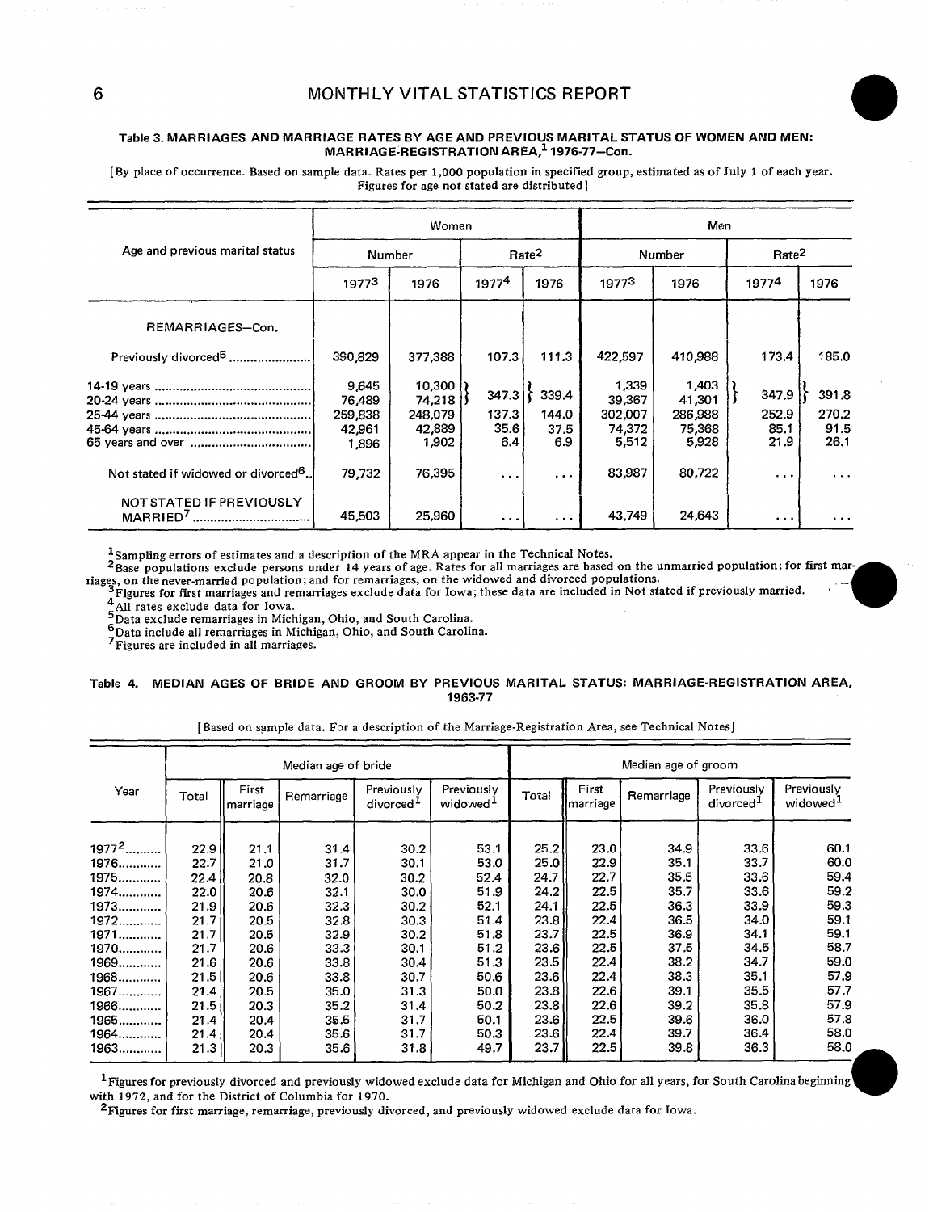### Table 3. MARRIAGES AND MARRIAGE RATES BY AGE AND PREVIOUS MARITAL STATUS OF WOMEN AND MEN: MARRIAGE-REGISTRATION AREA,[1] 1976-77—Con.

[By place of occurrence. Based on sample data. Rates per 1,000 population in specified group, estimated as of July 1 of each year. Figures for age not stated are distributed]

| Age and previous marital status | Women | | | | Men | | | |
|---|---|---|---|---|---|---|---|---|
| | Number | | Rate[2] | | Number | | Rate[2] | |
| | 1977[3] | 1976 | 1977[4] | 1976 | 1977[3] | 1976 | 1977[4] | 1976 |
| REMARRIAGES—Con. | | | | | | | | |
| Previously divorced[5] | 390,829 | 377,388 | 107.3 | 111.3 | 422,597 | 410,988 | 173.4 | 185.0 |
| 14-19 years | 9,645 | 10,300 | 347.3 | 339.4 | 1,339 | 1,403 | 347.9 | 391.8 |
| 20-24 years | 76,489 | 74,218 | | | 39,367 | 41,301 | | |
| 25-44 years | 259,838 | 248,079 | 137.3 | 144.0 | 302,007 | 286,988 | 252.9 | 270.2 |
| 45-64 years | 42,961 | 42,889 | 35.6 | 37.5 | 74,372 | 75,368 | 85.1 | 91.5 |
| 65 years and over | 1,896 | 1,902 | 6.4 | 6.9 | 5,512 | 5,928 | 21.9 | 26.1 |
| Not stated if widowed or divorced[6] | 79,732 | 76,395 | ... | ... | 83,987 | 80,722 | ... | ... |
| NOT STATED IF PREVIOUSLY MARRIED[7] | 45,503 | 25,960 | ... | ... | 43,749 | 24,643 | ... | ... |

[1]Sampling errors of estimates and a description of the MRA appear in the Technical Notes.
[2]Base populations exclude persons under 14 years of age. Rates for all marriages are based on the unmarried population; for first marriages, on the never-married population; and for remarriages, on the widowed and divorced populations.
[3]Figures for first marriages and remarriages exclude data for Iowa; these data are included in Not stated if previously married.
[4]All rates exclude data for Iowa.
[5]Data exclude remarriages in Michigan, Ohio, and South Carolina.
[6]Data include all remarriages in Michigan, Ohio, and South Carolina.
[7]Figures are included in all marriages.

### Table 4. MEDIAN AGES OF BRIDE AND GROOM BY PREVIOUS MARITAL STATUS: MARRIAGE-REGISTRATION AREA, 1963-77

[Based on sample data. For a description of the Marriage-Registration Area, see Technical Notes]

| Year | Median age of bride | | | | | Median age of groom | | | | |
|---|---|---|---|---|---|---|---|---|---|---|
| | Total | First marriage | Remarriage | Previously divorced[1] | Previously widowed[1] | Total | First marriage | Remarriage | Previously divorced[1] | Previously widowed[1] |
| 1977[2] | 22.9 | 21.1 | 31.4 | 30.2 | 53.1 | 25.2 | 23.0 | 34.9 | 33.6 | 60.1 |
| 1976 | 22.7 | 21.0 | 31.7 | 30.1 | 53.0 | 25.0 | 22.9 | 35.1 | 33.7 | 60.0 |
| 1975 | 22.4 | 20.8 | 32.0 | 30.2 | 52.4 | 24.7 | 22.7 | 35.5 | 33.6 | 59.4 |
| 1974 | 22.0 | 20.6 | 32.1 | 30.0 | 51.9 | 24.2 | 22.5 | 35.7 | 33.6 | 59.2 |
| 1973 | 21.9 | 20.6 | 32.3 | 30.2 | 52.1 | 24.1 | 22.5 | 36.3 | 33.9 | 59.3 |
| 1972 | 21.7 | 20.5 | 32.8 | 30.3 | 51.4 | 23.8 | 22.4 | 36.5 | 34.0 | 59.1 |
| 1971 | 21.7 | 20.5 | 32.9 | 30.2 | 51.8 | 23.7 | 22.5 | 36.9 | 34.1 | 59.1 |
| 1970 | 21.7 | 20.6 | 33.3 | 30.1 | 51.2 | 23.6 | 22.5 | 37.5 | 34.5 | 58.7 |
| 1969 | 21.6 | 20.6 | 33.8 | 30.4 | 51.3 | 23.5 | 22.4 | 38.2 | 34.7 | 59.0 |
| 1968 | 21.5 | 20.6 | 33.8 | 30.7 | 50.6 | 23.6 | 22.4 | 38.3 | 35.1 | 57.9 |
| 1967 | 21.4 | 20.5 | 35.0 | 31.3 | 50.0 | 23.8 | 22.6 | 39.1 | 35.5 | 57.7 |
| 1966 | 21.5 | 20.3 | 35.2 | 31.4 | 50.2 | 23.8 | 22.6 | 39.2 | 35.8 | 57.9 |
| 1965 | 21.4 | 20.4 | 35.5 | 31.7 | 50.1 | 23.6 | 22.5 | 39.6 | 36.0 | 57.8 |
| 1964 | 21.4 | 20.4 | 35.6 | 31.7 | 50.3 | 23.6 | 22.4 | 39.7 | 36.4 | 58.0 |
| 1963 | 21.3 | 20.3 | 35.6 | 31.8 | 49.7 | 23.7 | 22.5 | 39.8 | 36.3 | 58.0 |

[1]Figures for previously divorced and previously widowed exclude data for Michigan and Ohio for all years, for South Carolina beginning with 1972, and for the District of Columbia for 1970.
[2]Figures for first marriage, remarriage, previously divorced, and previously widowed exclude data for Iowa.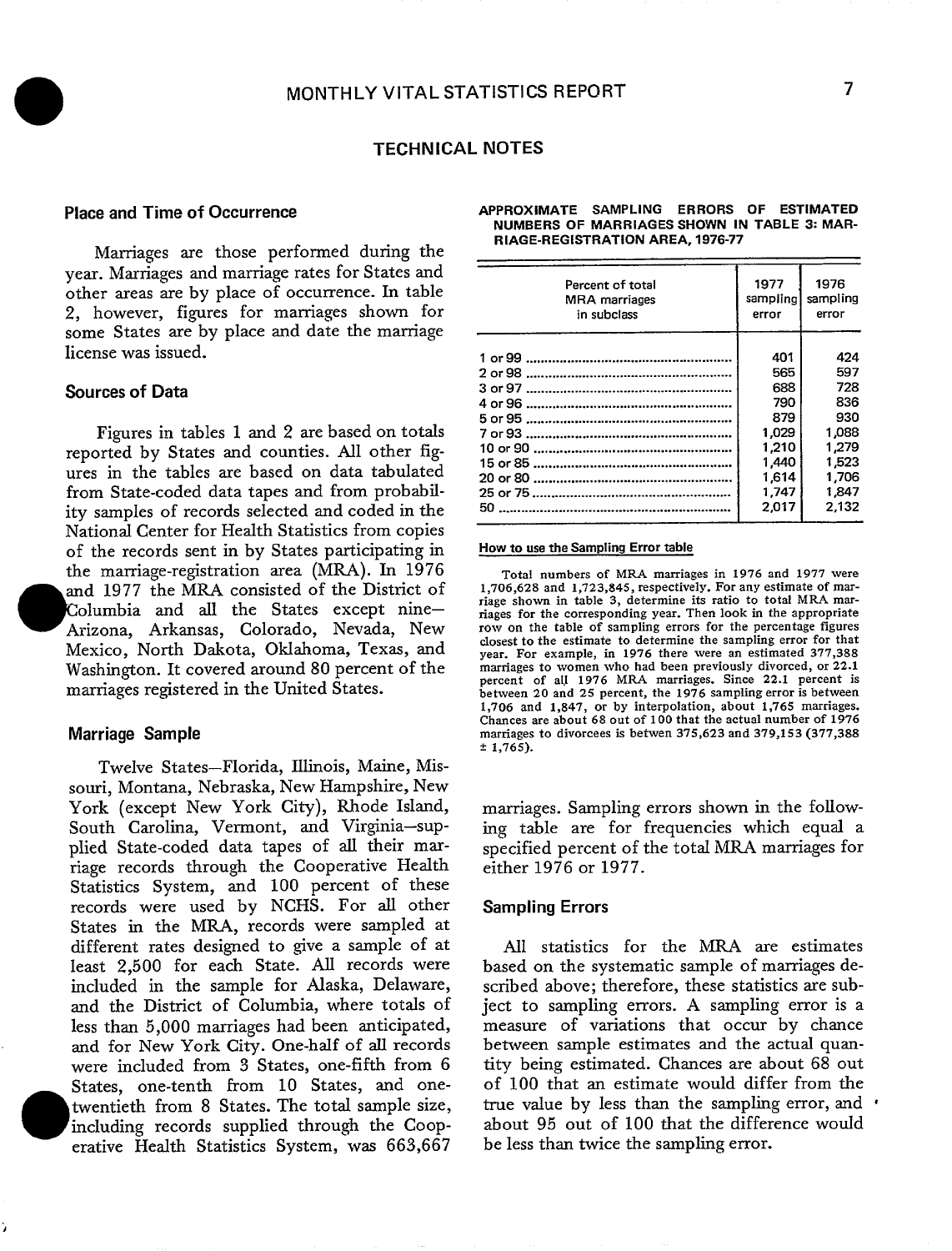## TECHNICAL NOTES

### Place and Time of Occurrence

Marriages are those performed during the year. Marriages and marriage rates for States and other areas are by place of occurrence. In table 2, however, figures for marriages shown for some States are by place and date the marriage license was issued.

### Sources of Data

Figures in tables 1 and 2 are based on totals reported by States and counties. All other figures in the tables are based on data tabulated from State-coded data tapes and from probability samples of records selected and coded in the National Center for Health Statistics from copies of the records sent in by States participating in the marriage-registration area (MRA). In 1976 and 1977 the MRA consisted of the District of Columbia and all the States except nine—Arizona, Arkansas, Colorado, Nevada, New Mexico, North Dakota, Oklahoma, Texas, and Washington. It covered around 80 percent of the marriages registered in the United States.

### Marriage Sample

Twelve States—Florida, Illinois, Maine, Missouri, Montana, Nebraska, New Hampshire, New York (except New York City), Rhode Island, South Carolina, Vermont, and Virginia—supplied State-coded data tapes of all their marriage records through the Cooperative Health Statistics System, and 100 percent of these records were used by NCHS. For all other States in the MRA, records were sampled at different rates designed to give a sample of at least 2,500 for each State. All records were included in the sample for Alaska, Delaware, and the District of Columbia, where totals of less than 5,000 marriages had been anticipated, and for New York City. One-half of all records were included from 3 States, one-fifth from 6 States, one-tenth from 10 States, and one-twentieth from 8 States. The total sample size, including records supplied through the Cooperative Health Statistics System, was 663,667 marriages. Sampling errors shown in the following table are for frequencies which equal a specified percent of the total MRA marriages for either 1976 or 1977.

### Sampling Errors

All statistics for the MRA are estimates based on the systematic sample of marriages described above; therefore, these statistics are subject to sampling errors. A sampling error is a measure of variations that occur by chance between sample estimates and the actual quantity being estimated. Chances are about 68 out of 100 that an estimate would differ from the true value by less than the sampling error, and about 95 out of 100 that the difference would be less than twice the sampling error.

**APPROXIMATE SAMPLING ERRORS OF ESTIMATED NUMBERS OF MARRIAGES SHOWN IN TABLE 3: MARRIAGE-REGISTRATION AREA, 1976-77**

| Percent of total MRA marriages in subclass | 1977 sampling error | 1976 sampling error |
|---|---|---|
| 1 or 99 | 401 | 424 |
| 2 or 98 | 565 | 597 |
| 3 or 97 | 688 | 728 |
| 4 or 96 | 790 | 836 |
| 5 or 95 | 879 | 930 |
| 7 or 93 | 1,029 | 1,088 |
| 10 or 90 | 1,210 | 1,279 |
| 15 or 85 | 1,440 | 1,523 |
| 20 or 80 | 1,614 | 1,706 |
| 25 or 75 | 1,747 | 1,847 |
| 50 | 2,017 | 2,132 |

How to use the Sampling Error table

Total numbers of MRA marriages in 1976 and 1977 were 1,706,628 and 1,723,845, respectively. For any estimate of marriage shown in table 3, determine its ratio to total MRA marriages for the corresponding year. Then look in the appropriate row on the table of sampling errors for the percentage figures closest to the estimate to determine the sampling error for that year. For example, in 1976 there were an estimated 377,388 marriages to women who had been previously divorced, or 22.1 percent of all 1976 MRA marriages. Since 22.1 percent is between 20 and 25 percent, the 1976 sampling error is between 1,706 and 1,847, or by interpolation, about 1,765 marriages. Chances are about 68 out of 100 that the actual number of 1976 marriages to divorcees is betwen 375,623 and 379,153 (377,388 ± 1,765).